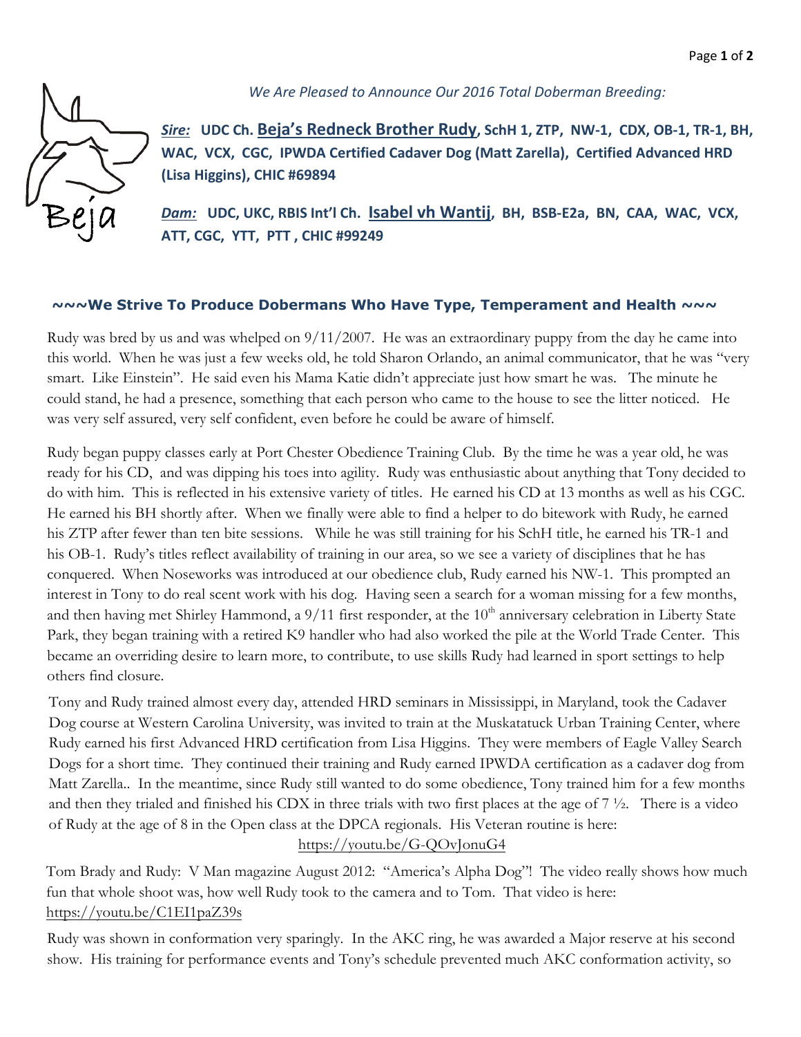*We Are Pleased to Announce Our 2016 Total Doberman Breeding:*

***Sire:*** **UDC Ch. Beja's Redneck Brother Rudy, SchH 1, ZTP, NW-1, CDX, OB-1, TR-1, BH, WAC, VCX, CGC, IPWDA Certified Cadaver Dog (Matt Zarella), Certified Advanced HRD (Lisa Higgins), CHIC #69894**

***Dam:*** **UDC, UKC, RBIS Int'l Ch. Isabel vh Wantij, BH, BSB-E2a, BN, CAA, WAC, VCX, ATT, CGC, YTT, PTT , CHIC #99249**

**~~~We Strive To Produce Dobermans Who Have Type, Temperament and Health ~~~**

Rudy was bred by us and was whelped on 9/11/2007. He was an extraordinary puppy from the day he came into this world. When he was just a few weeks old, he told Sharon Orlando, an animal communicator, that he was "very smart. Like Einstein". He said even his Mama Katie didn't appreciate just how smart he was. The minute he could stand, he had a presence, something that each person who came to the house to see the litter noticed. He was very self assured, very self confident, even before he could be aware of himself.

Rudy began puppy classes early at Port Chester Obedience Training Club. By the time he was a year old, he was ready for his CD, and was dipping his toes into agility. Rudy was enthusiastic about anything that Tony decided to do with him. This is reflected in his extensive variety of titles. He earned his CD at 13 months as well as his CGC. He earned his BH shortly after. When we finally were able to find a helper to do bitework with Rudy, he earned his ZTP after fewer than ten bite sessions. While he was still training for his SchH title, he earned his TR-1 and his OB-1. Rudy's titles reflect availability of training in our area, so we see a variety of disciplines that he has conquered. When Noseworks was introduced at our obedience club, Rudy earned his NW-1. This prompted an interest in Tony to do real scent work with his dog. Having seen a search for a woman missing for a few months, and then having met Shirley Hammond, a 9/11 first responder, at the 10th anniversary celebration in Liberty State Park, they began training with a retired K9 handler who had also worked the pile at the World Trade Center. This became an overriding desire to learn more, to contribute, to use skills Rudy had learned in sport settings to help others find closure.

Tony and Rudy trained almost every day, attended HRD seminars in Mississippi, in Maryland, took the Cadaver Dog course at Western Carolina University, was invited to train at the Muskatatuck Urban Training Center, where Rudy earned his first Advanced HRD certification from Lisa Higgins. They were members of Eagle Valley Search Dogs for a short time. They continued their training and Rudy earned IPWDA certification as a cadaver dog from Matt Zarella.. In the meantime, since Rudy still wanted to do some obedience, Tony trained him for a few months and then they trialed and finished his CDX in three trials with two first places at the age of 7 ½. There is a video of Rudy at the age of 8 in the Open class at the DPCA regionals. His Veteran routine is here:
https://youtu.be/G-QOvJonuG4

Tom Brady and Rudy: V Man magazine August 2012: "America's Alpha Dog"! The video really shows how much fun that whole shoot was, how well Rudy took to the camera and to Tom. That video is here:
https://youtu.be/C1EI1paZ39s

Rudy was shown in conformation very sparingly. In the AKC ring, he was awarded a Major reserve at his second show. His training for performance events and Tony's schedule prevented much AKC conformation activity, so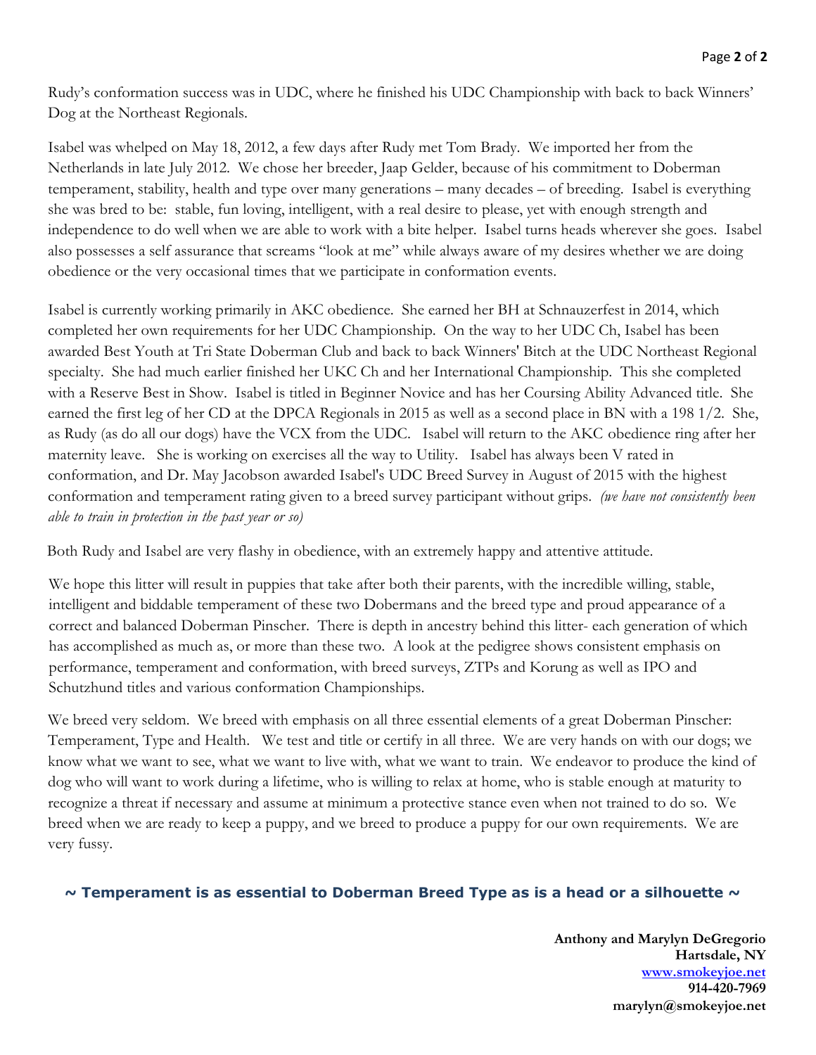Rudy's conformation success was in UDC, where he finished his UDC Championship with back to back Winners' Dog at the Northeast Regionals.

Isabel was whelped on May 18, 2012, a few days after Rudy met Tom Brady. We imported her from the Netherlands in late July 2012. We chose her breeder, Jaap Gelder, because of his commitment to Doberman temperament, stability, health and type over many generations – many decades – of breeding. Isabel is everything she was bred to be: stable, fun loving, intelligent, with a real desire to please, yet with enough strength and independence to do well when we are able to work with a bite helper. Isabel turns heads wherever she goes. Isabel also possesses a self assurance that screams "look at me" while always aware of my desires whether we are doing obedience or the very occasional times that we participate in conformation events.

Isabel is currently working primarily in AKC obedience. She earned her BH at Schnauzerfest in 2014, which completed her own requirements for her UDC Championship. On the way to her UDC Ch, Isabel has been awarded Best Youth at Tri State Doberman Club and back to back Winners' Bitch at the UDC Northeast Regional specialty. She had much earlier finished her UKC Ch and her International Championship. This she completed with a Reserve Best in Show. Isabel is titled in Beginner Novice and has her Coursing Ability Advanced title. She earned the first leg of her CD at the DPCA Regionals in 2015 as well as a second place in BN with a 198 1/2. She, as Rudy (as do all our dogs) have the VCX from the UDC. Isabel will return to the AKC obedience ring after her maternity leave. She is working on exercises all the way to Utility. Isabel has always been V rated in conformation, and Dr. May Jacobson awarded Isabel's UDC Breed Survey in August of 2015 with the highest conformation and temperament rating given to a breed survey participant without grips. *(we have not consistently been able to train in protection in the past year or so)*

Both Rudy and Isabel are very flashy in obedience, with an extremely happy and attentive attitude.

We hope this litter will result in puppies that take after both their parents, with the incredible willing, stable, intelligent and biddable temperament of these two Dobermans and the breed type and proud appearance of a correct and balanced Doberman Pinscher. There is depth in ancestry behind this litter- each generation of which has accomplished as much as, or more than these two. A look at the pedigree shows consistent emphasis on performance, temperament and conformation, with breed surveys, ZTPs and Korung as well as IPO and Schutzhund titles and various conformation Championships.

We breed very seldom. We breed with emphasis on all three essential elements of a great Doberman Pinscher: Temperament, Type and Health. We test and title or certify in all three. We are very hands on with our dogs; we know what we want to see, what we want to live with, what we want to train. We endeavor to produce the kind of dog who will want to work during a lifetime, who is willing to relax at home, who is stable enough at maturity to recognize a threat if necessary and assume at minimum a protective stance even when not trained to do so. We breed when we are ready to keep a puppy, and we breed to produce a puppy for our own requirements. We are very fussy.

**~ Temperament is as essential to Doberman Breed Type as is a head or a silhouette ~**

**Anthony and Marylyn DeGregorio**
**Hartsdale, NY**
**www.smokeyjoe.net**
**914-420-7969**
**marylyn@smokeyjoe.net**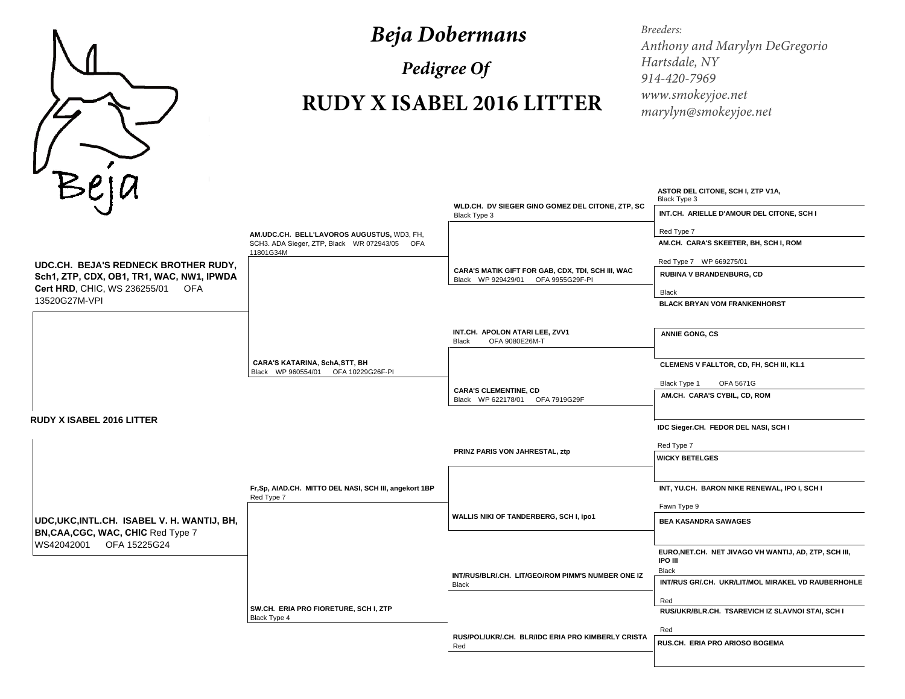# *Beja Dobermans*

## *Pedigree Of*

# RUDY X ISABEL 2016 LITTER

*Breeders:*
*Anthony and Marylyn DeGregorio*
*Hartsdale, NY*
*914-420-7969*
*www.smokeyjoe.net*
*marylyn@smokeyjoe.net*

Beja

**RUDY X ISABEL 2016 LITTER**

| Parents | Grandparents | Great-Grandparents | Great-Great-Grandparents |
|---|---|---|---|
| **UDC.CH. BEJA'S REDNECK BROTHER RUDY, Sch1, ZTP, CDX, OB1, TR1, WAC, NW1, IPWDA Cert HRD**, CHIC, WS 236255/01 OFA 13520G27M-VPI | **AM.UDC.CH. BELL'LAVOROS AUGUSTUS,** WD3, FH, SCH3. ADA Sieger, ZTP, Black WR 072943/05 OFA 11801G34M | **WLD.CH. DV SIEGER GINO GOMEZ DEL CITONE, ZTP, SC** Black Type 3 | **ASTOR DEL CITONE, SCH I, ZTP V1A,** Black Type 3 |
| | | | **INT.CH. ARIELLE D'AMOUR DEL CITONE, SCH I** Red Type 7 |
| | | **CARA'S MATIK GIFT FOR GAB, CDX, TDI, SCH III, WAC** Black WP 929429/01 OFA 9955G29F-PI | **AM.CH. CARA'S SKEETER, BH, SCH I, ROM** Red Type 7 WP 669275/01 |
| | | | **RUBINA V BRANDENBURG, CD** Black |
| | **CARA'S KATARINA, SchA,STT, BH** Black WP 960554/01 OFA 10229G26F-PI | **INT.CH. APOLON ATARI LEE, ZVV1** Black OFA 9080E26M-T | **BLACK BRYAN VOM FRANKENHORST** |
| | | | **ANNIE GONG, CS** |
| | | **CARA'S CLEMENTINE, CD** Black WP 622178/01 OFA 7919G29F | **CLEMENS V FALLTOR, CD, FH, SCH III, K1.1** Black Type 1 OFA 5671G |
| | | | **AM.CH. CARA'S CYBIL, CD, ROM** |
| **UDC,UKC,INTL.CH. ISABEL V. H. WANTIJ, BH, BN,CAA,CGC, WAC, CHIC** Red Type 7 WS42042001 OFA 15225G24 | **Fr,Sp, AIAD.CH. MITTO DEL NASI, SCH III, angekort 1BP** Red Type 7 | **PRINZ PARIS VON JAHRESTAL, ztp** | **IDC Sieger.CH. FEDOR DEL NASI, SCH I** Red Type 7 |
| | | | **WICKY BETELGES** |
| | | **WALLIS NIKI OF TANDERBERG, SCH I, ipo1** | **INT, YU.CH. BARON NIKE RENEWAL, IPO I, SCH I** Fawn Type 9 |
| | | | **BEA KASANDRA SAWAGES** |
| | **SW.CH. ERIA PRO FIORETURE, SCH I, ZTP** Black Type 4 | **INT/RUS/BLR/.CH. LIT/GEO/ROM PIMM'S NUMBER ONE IZ** Black | **EURO,NET.CH. NET JIVAGO VH WANTIJ, AD, ZTP, SCH III, IPO III** Black |
| | | | **INT/RUS GR/.CH. UKR/LIT/MOL MIRAKEL VD RAUBERHOHLE** Red |
| | | **RUS/POL/UKR/.CH. BLR/IDC ERIA PRO KIMBERLY CRISTA** Red | **RUS/UKR/BLR.CH. TSAREVICH IZ SLAVNOI STAI, SCH I** Red |
| | | | **RUS.CH. ERIA PRO ARIOSO BOGEMA** |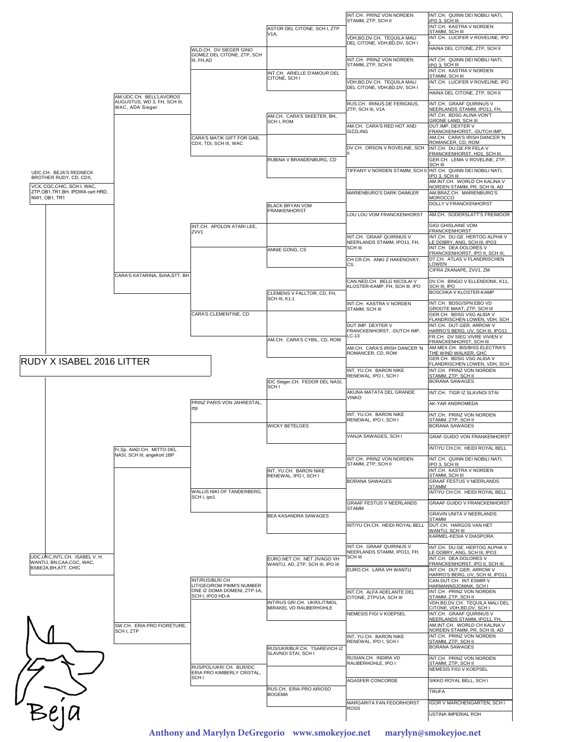# RUDY X ISABEL 2016 LITTER

- **Sire:** UDC.CH. BEJA'S REDNECK BROTHER RUDY, CD, CDX, VCX, CGC,CHIC, SCH I, WAC, ZTP,OB1,TR1,BH, IPDWA cert HRD, NW1, OB1, TR1
  - AM.UDC.CH. BELL'LAVOROS AUGUSTUS, WD 3, FH, SCH III, WAC, ADA Sieger
    - WLD.CH. DV SIEGER GINO GOMEZ DEL CITONE, ZTP, SCH III, FH,AD
      - ASTOR DEL CITONE, SCH I, ZTP V1A,
        - INT.CH. PRINZ VON NORDEN STAMM, ZTP, SCH II
          - INT.CH. QUINN DEI NOBILI NATI, IPO 3, SCH III
          - INT.CH. KASTRA V NORDEN STAMM, SCH III
        - VDH,BD,DV.CH. TEQUILA MALI DEL CITONE, VDH,BD,DV, SCH I
          - INT.CH. LUCIFER V ROVELINE, IPO I
          - HAINA DEL CITONE, ZTP, SCH II
      - INT.CH. ARIELLE D'AMOUR DEL CITONE, SCH I
        - INT.CH. PRINZ VON NORDEN STAMM, ZTP, SCH II
          - INT.CH. QUINN DEI NOBILI NATI, IPO 3, SCH III
          - INT.CH. KASTRA V NORDEN STAMM, SCH III
        - VDH,BD,DV.CH. TEQUILA MALI DEL CITONE, VDH,BD,DV, SCH I
          - INT.CH. LUCIFER V ROVELINE, IPO I
          - HAINA DEL CITONE, ZTP, SCH II
    - CARA'S MATIK GIFT FOR GAB, CDX, TDI, SCH III, WAC
      - AM.CH. CARA'S SKEETER, BH, SCH I, ROM
        - RUS.CH. IRINUS DE FERIGNUS, ZTP, SCH III, V1A
          - INT.CH. GRAAF QUIRINUS V NEERLANDS STAMM, IPO11, FH,
          - INT.CH. BDSG ALINA VON'T GRONE LAND, SCH III
        - AM.CH. CARA'S RED HOT AND SIZZLING
          - DUT.IMP. DEXTER V FRANCKENHORST, -DUTCH IMP,
          - AM.CH. CARA'S IRISH DANCER 'N ROMANCER, CD, ROM
      - RUBINA V BRANDENBURG, CD
        - DV.CH. ORSON V ROVELINE, SCH II
          - INT.CH. DU.GE.FR FELA V FRANCKENHORST, HD1, SCH III,
          - GER.CH. LEMA V ROVELINE, ZTP, SCH III
        - TIFFANY V NORDEN STAMM, SCH II
          - INT.CH. QUINN DEI NOBILI NATI, IPO 3, SCH III
          - AM.INT.CH. WORLD CH KALINA V NORDEN STAMM, PR, SCH III, AD
  - CARA'S KATARINA, SchA,STT, BH
    - INT.CH. APOLON ATARI LEE, ZVV1
      - BLACK BRYAN VOM FRANKENHORST
        - MARIENBURG'S DARK DAIMLER
          - AM.BRAZ.CH. MARIENBURG'S MOROCCO
          - DOLLY V FRANCKENHORST
        - LOU LOU VOM FRANCKENHORST
          - AM.CH. SODERSLATT'S FREIMOOR
          - GIGI GHISLAINE VOM FRANCKENHORST
      - ANNIE GONG, CS
        - INT.CH. GRAAF QUIRINUS V NEERLANDS STAMM, IPO11, FH, SCH III
          - INT.CH. DU.GE. HERTOG ALPHA V LE DOBRY, ANG, SCH III, IPO3
          - INT.CH. DEA DOLORES V FRANCKENHORST, IPO II, SCH III,
        - CH CR.CH. ANKI Z HAKENOVKY, CS
          - DT.CH. ATLAS V FLANDRISCHEN LOWEN
          - CIFRA ZKANAPE, ZVV1, ZM
    - CARA'S CLEMENTINE, CD
      - CLEMENS V FALLTOR, CD, FH, SCH III, K1.1
        - CAN.NED.CH. BELG NICOLAI V KLOSTER-KAMP, FH, SCH III, IPO
          - DV.CH. BINGO V ELLENDONK, K11, SCH III, IPO
          - BOSCHKA V KLOSTER-KAMP
        - INT.CH. KASTRA V NORDEN STAMM, SCH III
          - INT.CH. BDSG/SPN EBO VD GROOTE MAAT, ZTP, SCH III
          - GER.CH. BDSG VSG ALIDA V FLANDRISCHEN LOWEN, VDH, SCH
      - AM.CH. CARA'S CYBIL, CD, ROM
        - DUT.IMP. DEXTER V FRANCKENHORST, -DUTCH IMP, LC-13
          - INT.CH. DUT.GER. ARROW V HARRO'S BERG, UV, SCH III, IPO11
          - FR.CH. DV SIEG VIVRE VIVIEN V FRANCKENHORST, SCH III
        - AM.CH. CARA'S IRISH DANCER 'N ROMANCER, CD, ROM
          - AM.MEX.CH. BIS/BISS ELECTRA'S THE WIND WALKER, GHC
          - GER.CH. BDSG VSG ALIDA V FLANDRISCHEN LOWEN, VDH, SCH

- **Dam:** UDC,UKC,INTL.CH. ISABEL V. H. WANTIJ, BN,CAA,CGC, WAC, BSBE2A,BH,ATT, CHIC
  - Fr,Sp, AIAD.CH. MITTO DEL NASI, SCH III, angekort 1BP
    - PRINZ PARIS VON JAHRESTAL, ztp
      - IDC Sieger.CH. FEDOR DEL NASI, SCH I
        - INT, YU.CH. BARON NIKE RENEWAL, IPO I, SCH I
          - INT.CH. PRINZ VON NORDEN STAMM, ZTP, SCH II
          - BORANA SAWAGES
        - AKUNA MATATA DEL GRANDE VINKO
          - INT.CH. TIGR IZ SLAVNOI STAI
          - AK-YAR ANDROMEDA
      - WICKY BETELGES
        - INT, YU.CH. BARON NIKE RENEWAL, IPO I, SCH I
          - INT.CH. PRINZ VON NORDEN STAMM, ZTP, SCH II
          - BORANA SAWAGES
        - VANJA SAWAGES, SCH I
          - GRAF GUIDO VON FRANKENHORST
          - INT/YU CH.CH. HEIDI ROYAL BELL
    - WALLIS NIKI OF TANDERBERG, SCH I, ipo1
      - INT, YU.CH. BARON NIKE RENEWAL, IPO I, SCH I
        - INT.CH. PRINZ VON NORDEN STAMM, ZTP, SCH II
          - INT.CH. QUINN DEI NOBILI NATI, IPO 3, SCH III
          - INT.CH. KASTRA V NORDEN STAMM, SCH III
        - BORANA SAWAGES
          - GRAAF FESTUS V NEERLANDS STAMM
          - INT/YU CH.CH. HEIDI ROYAL BELL
      - BEA KASANDRA SAWAGES
        - GRAAF FESTUS V NEERLANDS STAMM
          - GRAAF GUIDO V FRANCKENHORST
          - GRAVIN UNITA V NEERLANDS STAMM
        - INT/YU CH.CH. HEIDI ROYAL BELL
          - DUT.CH. HARGOS VAN HET WANTIJ, SCH III
          - KARMEL-KESIA V DIASPORA
  - SW.CH. ERIA PRO FIORETURE, SCH I, ZTP
    - INT/RUS/BLR/.CH. LIT/GEO/ROM PIMM'S NUMBER ONE IZ DOMA DOMENI, ZTP-1A, SCH I, IPO3 HD-A
      - EURO,NET.CH. NET JIVAGO VH WANTIJ, AD, ZTP, SCH III, IPO III
        - INT.CH. GRAAF QUIRINUS V NEERLANDS STAMM, IPO11, FH, SCH III
          - INT.CH. DU.GE. HERTOG ALPHA V LE DOBRY, ANG, SCH III, IPO3
          - INT.CH. DEA DOLORES V FRANCKENHORST, IPO II, SCH III,
        - EURO.CH. LARA VH WANTIJ
          - INT.CH. DUT.GER. ARROW V HARRO'S BERG, UV, SCH III, IPO11
          - CAN.DUT.CH. INT ESMIR V HARMANNSJOMAIK, SCH I
      - INT/RUS GR/.CH. UKR/LIT/MOL MIRAKEL VD RAUBERHOHLE
        - INT.CH. ALFA ADELANTE DEL CITONE, ZTPV1A, SCH III
          - INT.CH. PRINZ VON NORDEN STAMM, ZTP, SCH II
          - VDH,BD,DV.CH. TEQUILA MALI DEL CITONE, VDH,BD,DV, SCH I
        - NEMESIS FIGI V KOEPSEL
          - INT.CH. GRAAF QUIRINUS V NEERLANDS STAMM, IPO11, FH,
          - AM.INT.CH. WORLD CH KALINA V NORDEN STAMM, PR, SCH III, AD
    - RUS/POL/UKR/.CH. BLR/IDC ERIA PRO KIMBERLY CRISTAL, SCH I
      - RUS/UKR/BLR.CH. TSAREVICH IZ SLAVNOI STAI, SCH I
        - INT, YU.CH. BARON NIKE RENEWAL, IPO I, SCH I
          - INT.CH. PRINZ VON NORDEN STAMM, ZTP, SCH II
          - BORANA SAWAGES
        - RUSIAN.CH. INDIRA VD RAUBERHOHLE, IPO I
          - INT.CH. PRINZ VON NORDEN STAMM, ZTP, SCH II
          - NEMESIS FIGI V KOEPSEL
      - RUS.CH. ERIA PRO ARIOSO BOGEMA
        - AGASFER CONCORDE
          - SIKKO ROYAL BELL, SCH I
          - TRUFA
        - MARGARITA FAN FEDORHORST ROSS
          - IGOR V MARCHENGARTEN, SCH I
          - USTINA IMPERIAL ROH

**Anthony and Marylyn DeGregorio www.smokeyjoe.net marylyn@smokeyjoe.net**